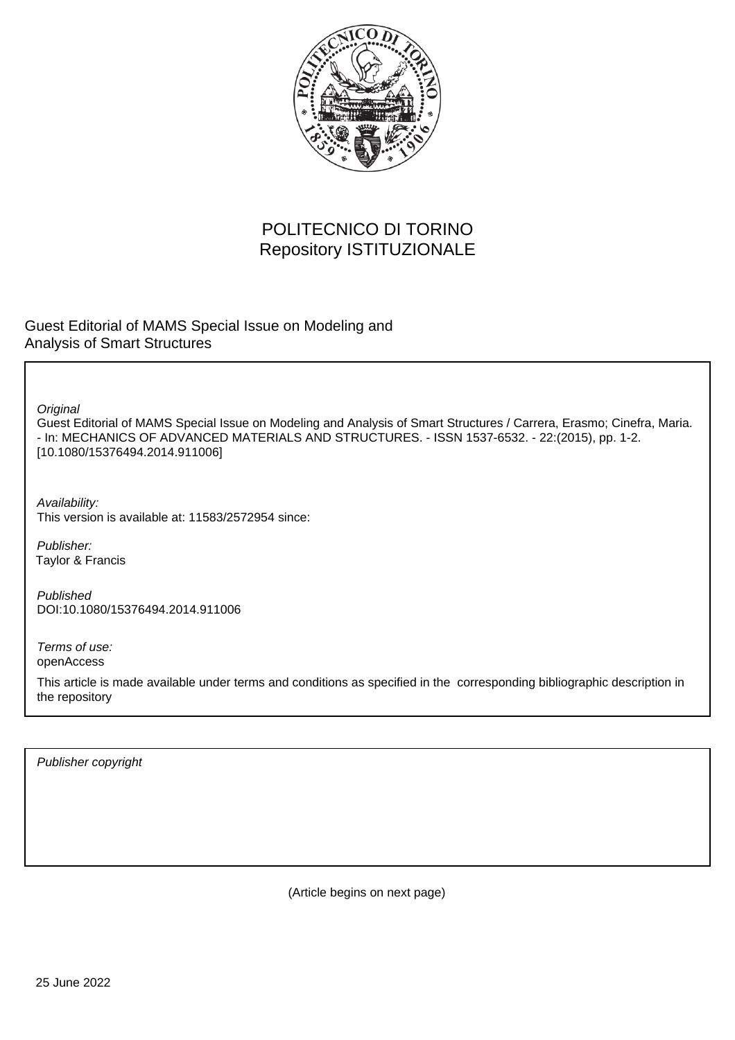POLITECNICO DI TORINO
Repository ISTITUZIONALE

Guest Editorial of MAMS Special Issue on Modeling and Analysis of Smart Structures

*Original*

Guest Editorial of MAMS Special Issue on Modeling and Analysis of Smart Structures / Carrera, Erasmo; Cinefra, Maria. - In: MECHANICS OF ADVANCED MATERIALS AND STRUCTURES. - ISSN 1537-6532. - 22:(2015), pp. 1-2. [10.1080/15376494.2014.911006]

*Availability:*

This version is available at: 11583/2572954 since:

*Publisher:*

Taylor & Francis

*Published*

DOI:10.1080/15376494.2014.911006

*Terms of use:*

openAccess

This article is made available under terms and conditions as specified in the corresponding bibliographic description in the repository

*Publisher copyright*

(Article begins on next page)

25 June 2022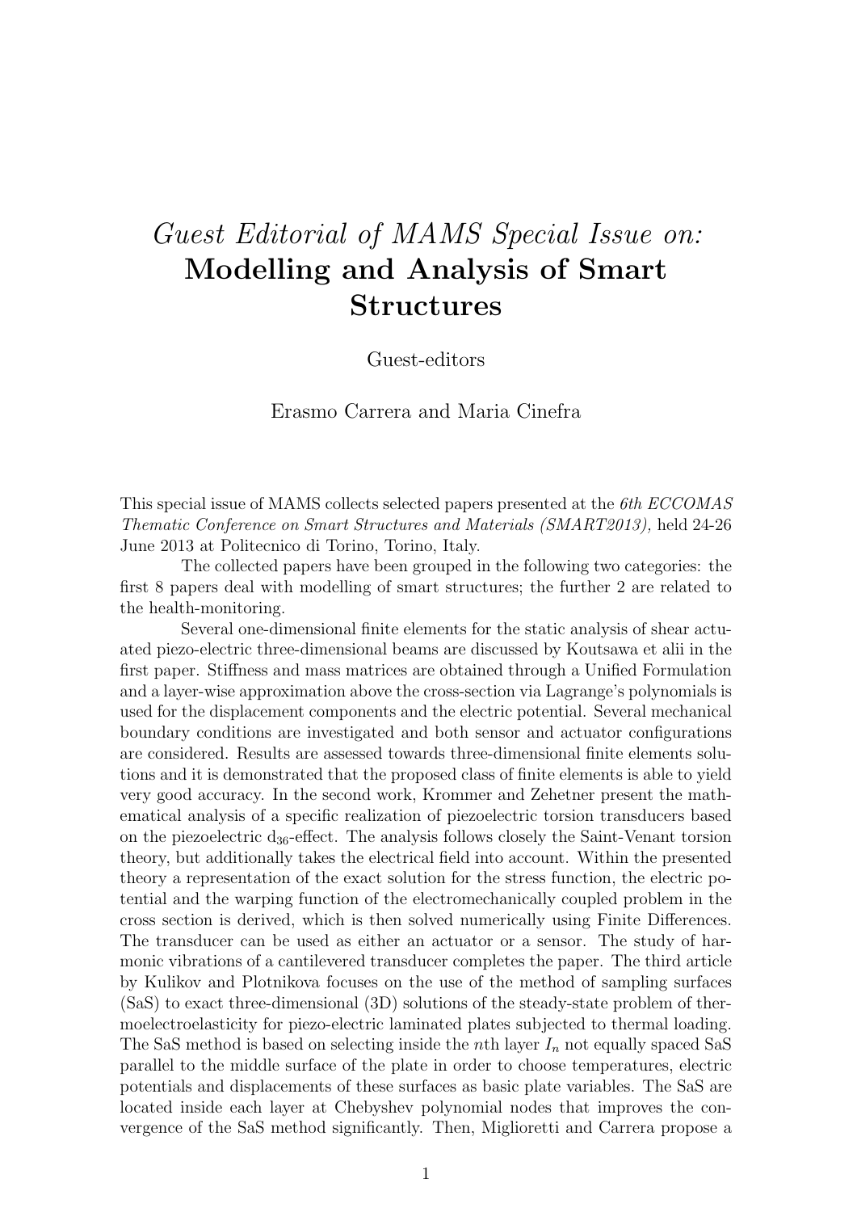# *Guest Editorial of MAMS Special Issue on:* **Modelling and Analysis of Smart Structures**

Guest-editors

Erasmo Carrera and Maria Cinefra

This special issue of MAMS collects selected papers presented at the *6th ECCOMAS Thematic Conference on Smart Structures and Materials (SMART2013),* held 24-26 June 2013 at Politecnico di Torino, Torino, Italy.

The collected papers have been grouped in the following two categories: the first 8 papers deal with modelling of smart structures; the further 2 are related to the health-monitoring.

Several one-dimensional finite elements for the static analysis of shear actuated piezo-electric three-dimensional beams are discussed by Koutsawa et alii in the first paper. Stiffness and mass matrices are obtained through a Unified Formulation and a layer-wise approximation above the cross-section via Lagrange's polynomials is used for the displacement components and the electric potential. Several mechanical boundary conditions are investigated and both sensor and actuator configurations are considered. Results are assessed towards three-dimensional finite elements solutions and it is demonstrated that the proposed class of finite elements is able to yield very good accuracy. In the second work, Krommer and Zehetner present the mathematical analysis of a specific realization of piezoelectric torsion transducers based on the piezoelectric $d_{36}$-effect. The analysis follows closely the Saint-Venant torsion theory, but additionally takes the electrical field into account. Within the presented theory a representation of the exact solution for the stress function, the electric potential and the warping function of the electromechanically coupled problem in the cross section is derived, which is then solved numerically using Finite Differences. The transducer can be used as either an actuator or a sensor. The study of harmonic vibrations of a cantilevered transducer completes the paper. The third article by Kulikov and Plotnikova focuses on the use of the method of sampling surfaces (SaS) to exact three-dimensional (3D) solutions of the steady-state problem of thermoelectroelasticity for piezo-electric laminated plates subjected to thermal loading. The SaS method is based on selecting inside the $n$th layer $I_n$ not equally spaced SaS parallel to the middle surface of the plate in order to choose temperatures, electric potentials and displacements of these surfaces as basic plate variables. The SaS are located inside each layer at Chebyshev polynomial nodes that improves the convergence of the SaS method significantly. Then, Miglioretti and Carrera propose a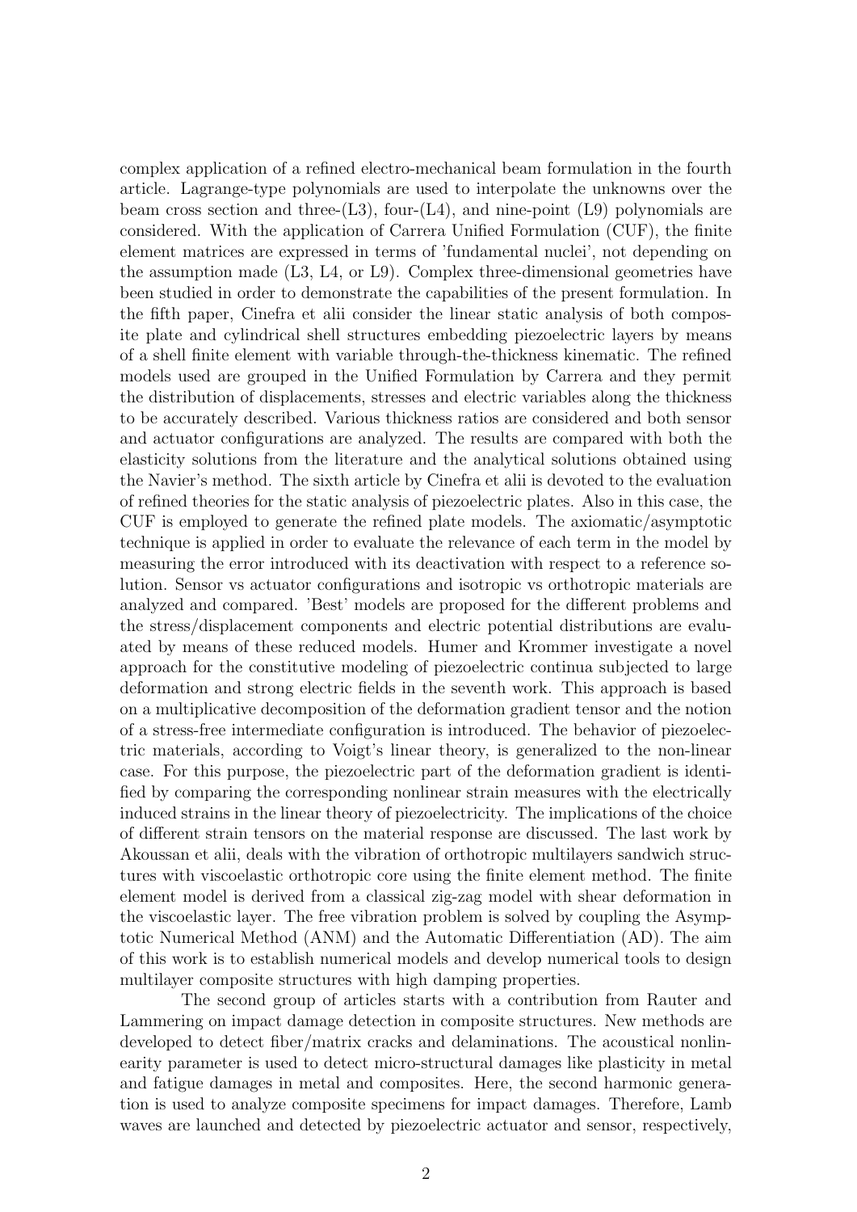complex application of a refined electro-mechanical beam formulation in the fourth article. Lagrange-type polynomials are used to interpolate the unknowns over the beam cross section and three-(L3), four-(L4), and nine-point (L9) polynomials are considered. With the application of Carrera Unified Formulation (CUF), the finite element matrices are expressed in terms of 'fundamental nuclei', not depending on the assumption made (L3, L4, or L9). Complex three-dimensional geometries have been studied in order to demonstrate the capabilities of the present formulation. In the fifth paper, Cinefra et alii consider the linear static analysis of both composite plate and cylindrical shell structures embedding piezoelectric layers by means of a shell finite element with variable through-the-thickness kinematic. The refined models used are grouped in the Unified Formulation by Carrera and they permit the distribution of displacements, stresses and electric variables along the thickness to be accurately described. Various thickness ratios are considered and both sensor and actuator configurations are analyzed. The results are compared with both the elasticity solutions from the literature and the analytical solutions obtained using the Navier's method. The sixth article by Cinefra et alii is devoted to the evaluation of refined theories for the static analysis of piezoelectric plates. Also in this case, the CUF is employed to generate the refined plate models. The axiomatic/asymptotic technique is applied in order to evaluate the relevance of each term in the model by measuring the error introduced with its deactivation with respect to a reference solution. Sensor vs actuator configurations and isotropic vs orthotropic materials are analyzed and compared. 'Best' models are proposed for the different problems and the stress/displacement components and electric potential distributions are evaluated by means of these reduced models. Humer and Krommer investigate a novel approach for the constitutive modeling of piezoelectric continua subjected to large deformation and strong electric fields in the seventh work. This approach is based on a multiplicative decomposition of the deformation gradient tensor and the notion of a stress-free intermediate configuration is introduced. The behavior of piezoelectric materials, according to Voigt's linear theory, is generalized to the non-linear case. For this purpose, the piezoelectric part of the deformation gradient is identified by comparing the corresponding nonlinear strain measures with the electrically induced strains in the linear theory of piezoelectricity. The implications of the choice of different strain tensors on the material response are discussed. The last work by Akoussan et alii, deals with the vibration of orthotropic multilayers sandwich structures with viscoelastic orthotropic core using the finite element method. The finite element model is derived from a classical zig-zag model with shear deformation in the viscoelastic layer. The free vibration problem is solved by coupling the Asymptotic Numerical Method (ANM) and the Automatic Differentiation (AD). The aim of this work is to establish numerical models and develop numerical tools to design multilayer composite structures with high damping properties.

The second group of articles starts with a contribution from Rauter and Lammering on impact damage detection in composite structures. New methods are developed to detect fiber/matrix cracks and delaminations. The acoustical nonlinearity parameter is used to detect micro-structural damages like plasticity in metal and fatigue damages in metal and composites. Here, the second harmonic generation is used to analyze composite specimens for impact damages. Therefore, Lamb waves are launched and detected by piezoelectric actuator and sensor, respectively,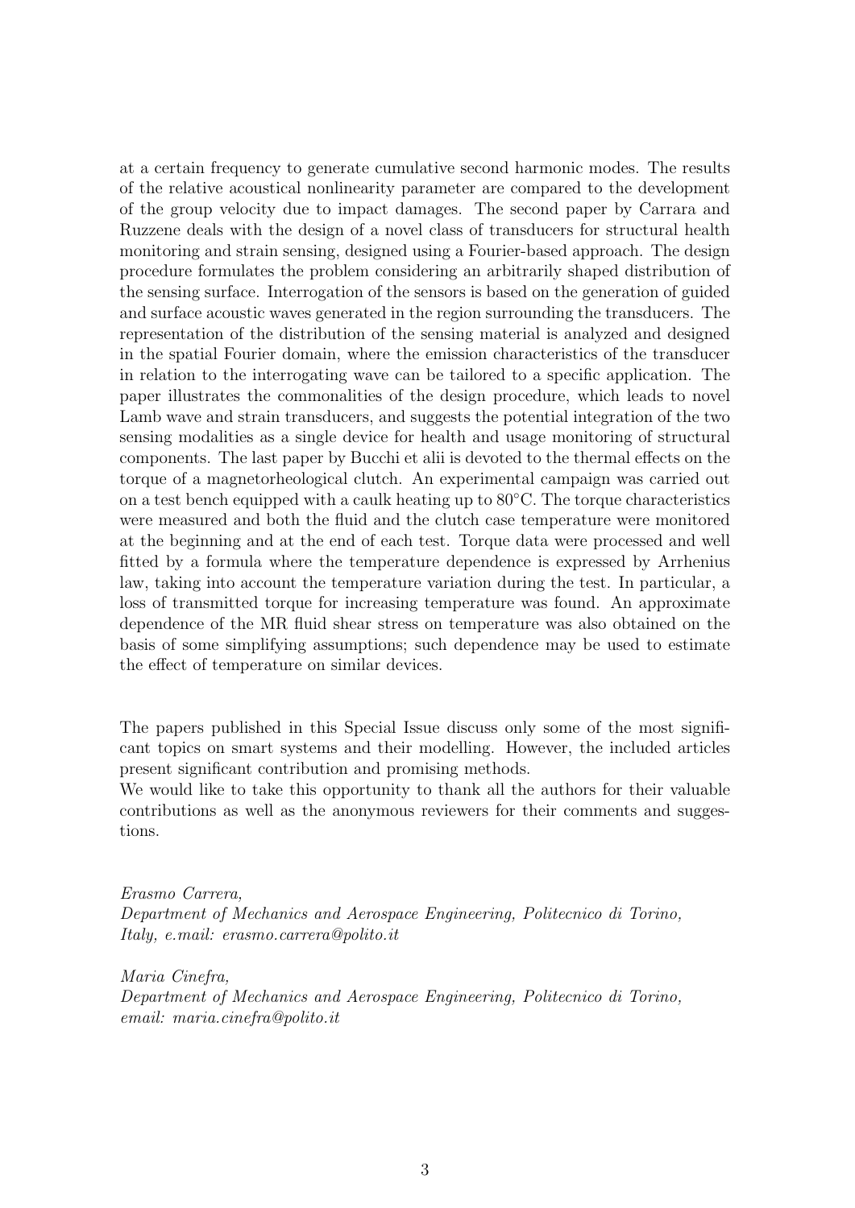at a certain frequency to generate cumulative second harmonic modes. The results of the relative acoustical nonlinearity parameter are compared to the development of the group velocity due to impact damages. The second paper by Carrara and Ruzzene deals with the design of a novel class of transducers for structural health monitoring and strain sensing, designed using a Fourier-based approach. The design procedure formulates the problem considering an arbitrarily shaped distribution of the sensing surface. Interrogation of the sensors is based on the generation of guided and surface acoustic waves generated in the region surrounding the transducers. The representation of the distribution of the sensing material is analyzed and designed in the spatial Fourier domain, where the emission characteristics of the transducer in relation to the interrogating wave can be tailored to a specific application. The paper illustrates the commonalities of the design procedure, which leads to novel Lamb wave and strain transducers, and suggests the potential integration of the two sensing modalities as a single device for health and usage monitoring of structural components. The last paper by Bucchi et alii is devoted to the thermal effects on the torque of a magnetorheological clutch. An experimental campaign was carried out on a test bench equipped with a caulk heating up to 80°C. The torque characteristics were measured and both the fluid and the clutch case temperature were monitored at the beginning and at the end of each test. Torque data were processed and well fitted by a formula where the temperature dependence is expressed by Arrhenius law, taking into account the temperature variation during the test. In particular, a loss of transmitted torque for increasing temperature was found. An approximate dependence of the MR fluid shear stress on temperature was also obtained on the basis of some simplifying assumptions; such dependence may be used to estimate the effect of temperature on similar devices.

The papers published in this Special Issue discuss only some of the most significant topics on smart systems and their modelling. However, the included articles present significant contribution and promising methods.
We would like to take this opportunity to thank all the authors for their valuable contributions as well as the anonymous reviewers for their comments and suggestions.

*Erasmo Carrera,*
*Department of Mechanics and Aerospace Engineering, Politecnico di Torino, Italy, e.mail: erasmo.carrera@polito.it*

*Maria Cinefra,*
*Department of Mechanics and Aerospace Engineering, Politecnico di Torino, email: maria.cinefra@polito.it*